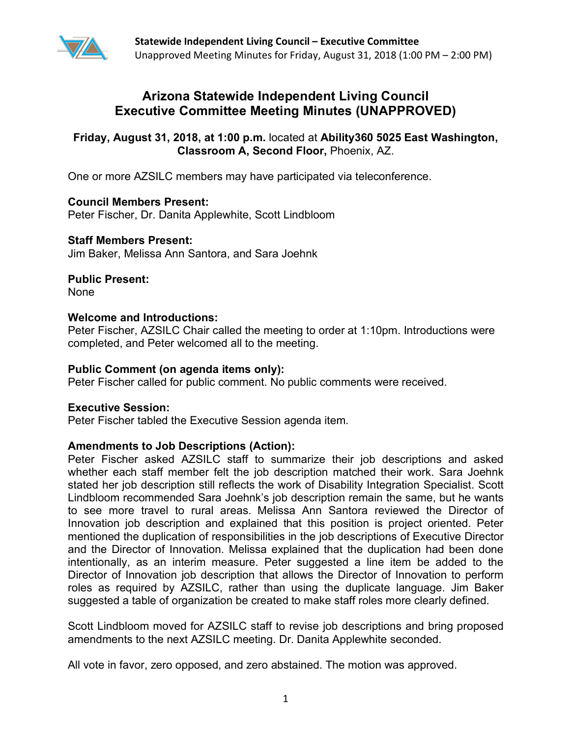# Arizona Statewide Independent Living Council Executive Committee Meeting Minutes (UNAPPROVED)

**Friday, August 31, 2018, at 1:00 p.m.** located at **Ability360 5025 East Washington, Classroom A, Second Floor,** Phoenix, AZ.

One or more AZSILC members may have participated via teleconference.

**Council Members Present:**
Peter Fischer, Dr. Danita Applewhite, Scott Lindbloom

**Staff Members Present:**
Jim Baker, Melissa Ann Santora, and Sara Joehnk

**Public Present:**
None

**Welcome and Introductions:**
Peter Fischer, AZSILC Chair called the meeting to order at 1:10pm. Introductions were completed, and Peter welcomed all to the meeting.

**Public Comment (on agenda items only):**
Peter Fischer called for public comment. No public comments were received.

**Executive Session:**
Peter Fischer tabled the Executive Session agenda item.

**Amendments to Job Descriptions (Action):**
Peter Fischer asked AZSILC staff to summarize their job descriptions and asked whether each staff member felt the job description matched their work. Sara Joehnk stated her job description still reflects the work of Disability Integration Specialist. Scott Lindbloom recommended Sara Joehnk's job description remain the same, but he wants to see more travel to rural areas. Melissa Ann Santora reviewed the Director of Innovation job description and explained that this position is project oriented. Peter mentioned the duplication of responsibilities in the job descriptions of Executive Director and the Director of Innovation. Melissa explained that the duplication had been done intentionally, as an interim measure. Peter suggested a line item be added to the Director of Innovation job description that allows the Director of Innovation to perform roles as required by AZSILC, rather than using the duplicate language. Jim Baker suggested a table of organization be created to make staff roles more clearly defined.

Scott Lindbloom moved for AZSILC staff to revise job descriptions and bring proposed amendments to the next AZSILC meeting. Dr. Danita Applewhite seconded.

All vote in favor, zero opposed, and zero abstained. The motion was approved.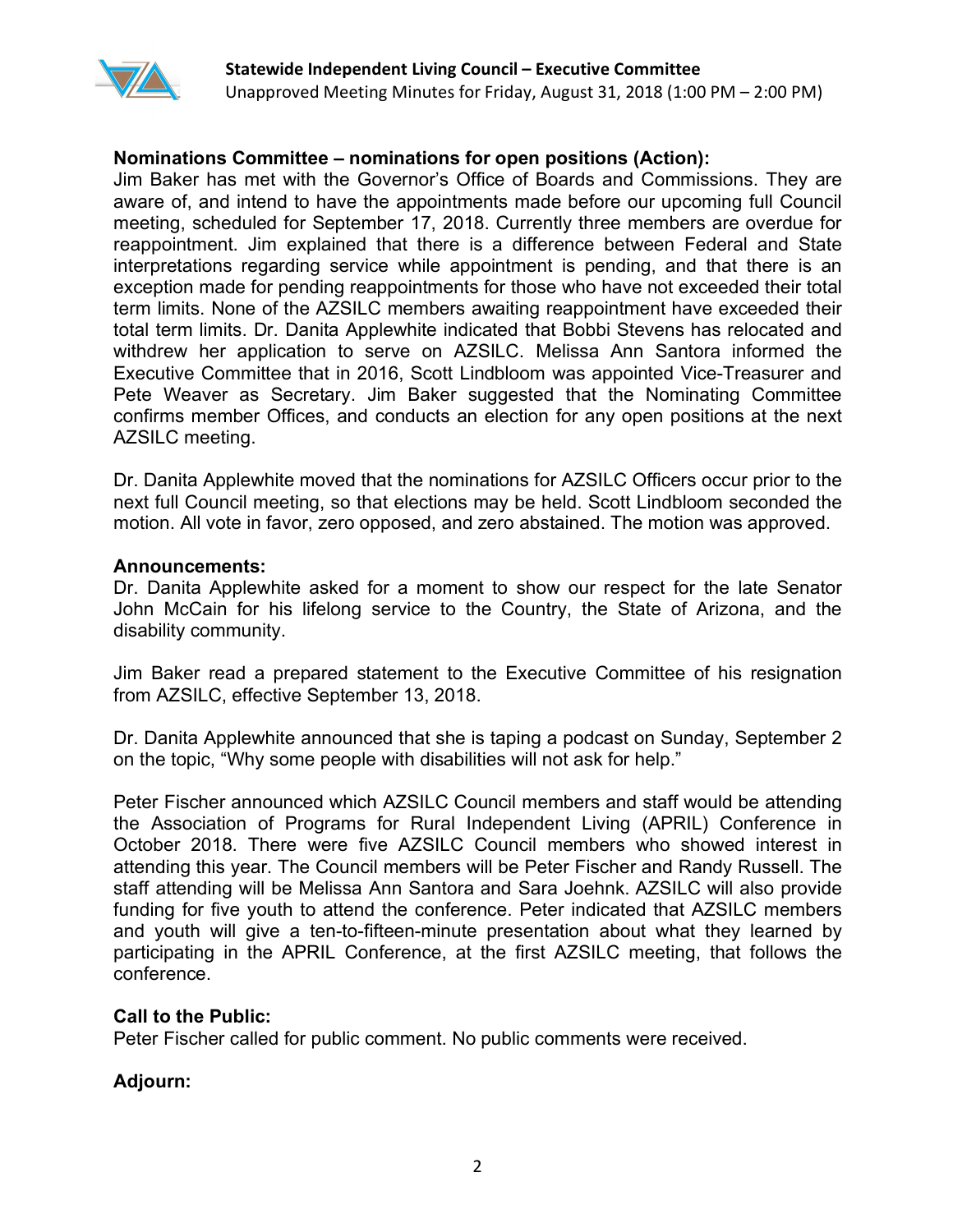**Nominations Committee – nominations for open positions (Action):**
Jim Baker has met with the Governor's Office of Boards and Commissions. They are aware of, and intend to have the appointments made before our upcoming full Council meeting, scheduled for September 17, 2018. Currently three members are overdue for reappointment. Jim explained that there is a difference between Federal and State interpretations regarding service while appointment is pending, and that there is an exception made for pending reappointments for those who have not exceeded their total term limits. None of the AZSILC members awaiting reappointment have exceeded their total term limits. Dr. Danita Applewhite indicated that Bobbi Stevens has relocated and withdrew her application to serve on AZSILC. Melissa Ann Santora informed the Executive Committee that in 2016, Scott Lindbloom was appointed Vice-Treasurer and Pete Weaver as Secretary. Jim Baker suggested that the Nominating Committee confirms member Offices, and conducts an election for any open positions at the next AZSILC meeting.

Dr. Danita Applewhite moved that the nominations for AZSILC Officers occur prior to the next full Council meeting, so that elections may be held. Scott Lindbloom seconded the motion. All vote in favor, zero opposed, and zero abstained. The motion was approved.

**Announcements:**
Dr. Danita Applewhite asked for a moment to show our respect for the late Senator John McCain for his lifelong service to the Country, the State of Arizona, and the disability community.

Jim Baker read a prepared statement to the Executive Committee of his resignation from AZSILC, effective September 13, 2018.

Dr. Danita Applewhite announced that she is taping a podcast on Sunday, September 2 on the topic, "Why some people with disabilities will not ask for help."

Peter Fischer announced which AZSILC Council members and staff would be attending the Association of Programs for Rural Independent Living (APRIL) Conference in October 2018. There were five AZSILC Council members who showed interest in attending this year. The Council members will be Peter Fischer and Randy Russell. The staff attending will be Melissa Ann Santora and Sara Joehnk. AZSILC will also provide funding for five youth to attend the conference. Peter indicated that AZSILC members and youth will give a ten-to-fifteen-minute presentation about what they learned by participating in the APRIL Conference, at the first AZSILC meeting, that follows the conference.

**Call to the Public:**
Peter Fischer called for public comment. No public comments were received.

**Adjourn:**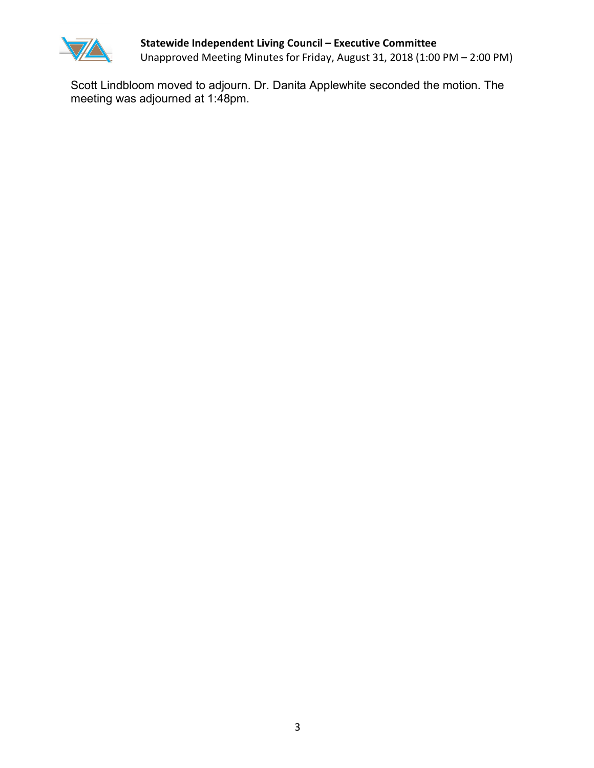Scott Lindbloom moved to adjourn. Dr. Danita Applewhite seconded the motion. The meeting was adjourned at 1:48pm.